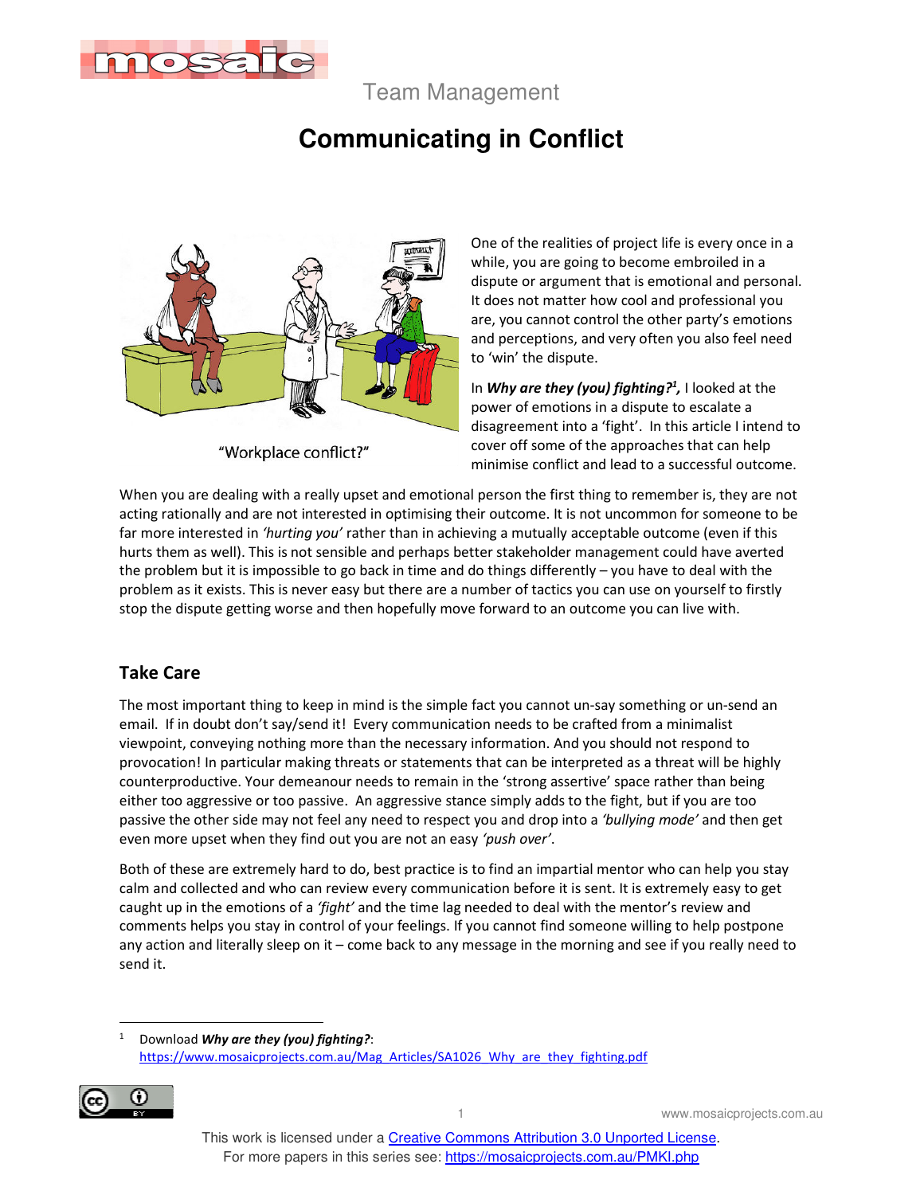Team Management

# Communicating in Conflict

"Workplace conflict?"

One of the realities of project life is every once in a while, you are going to become embroiled in a dispute or argument that is emotional and personal. It does not matter how cool and professional you are, you cannot control the other party's emotions and perceptions, and very often you also feel need to 'win' the dispute.

In ***Why are they (you) fighting?***[1], I looked at the power of emotions in a dispute to escalate a disagreement into a 'fight'. In this article I intend to cover off some of the approaches that can help minimise conflict and lead to a successful outcome.

When you are dealing with a really upset and emotional person the first thing to remember is, they are not acting rationally and are not interested in optimising their outcome. It is not uncommon for someone to be far more interested in *'hurting you'* rather than in achieving a mutually acceptable outcome (even if this hurts them as well). This is not sensible and perhaps better stakeholder management could have averted the problem but it is impossible to go back in time and do things differently – you have to deal with the problem as it exists. This is never easy but there are a number of tactics you can use on yourself to firstly stop the dispute getting worse and then hopefully move forward to an outcome you can live with.

## Take Care

The most important thing to keep in mind is the simple fact you cannot un-say something or un-send an email. If in doubt don't say/send it! Every communication needs to be crafted from a minimalist viewpoint, conveying nothing more than the necessary information. And you should not respond to provocation! In particular making threats or statements that can be interpreted as a threat will be highly counterproductive. Your demeanour needs to remain in the 'strong assertive' space rather than being either too aggressive or too passive. An aggressive stance simply adds to the fight, but if you are too passive the other side may not feel any need to respect you and drop into a *'bullying mode'* and then get even more upset when they find out you are not an easy *'push over'*.

Both of these are extremely hard to do, best practice is to find an impartial mentor who can help you stay calm and collected and who can review every communication before it is sent. It is extremely easy to get caught up in the emotions of a *'fight'* and the time lag needed to deal with the mentor's review and comments helps you stay in control of your feelings. If you cannot find someone willing to help postpone any action and literally sleep on it – come back to any message in the morning and see if you really need to send it.

---

[1] Download ***Why are they (you) fighting?***: https://www.mosaicprojects.com.au/Mag_Articles/SA1026_Why_are_they_fighting.pdf

This work is licensed under a Creative Commons Attribution 3.0 Unported License.
For more papers in this series see: https://mosaicprojects.com.au/PMKI.php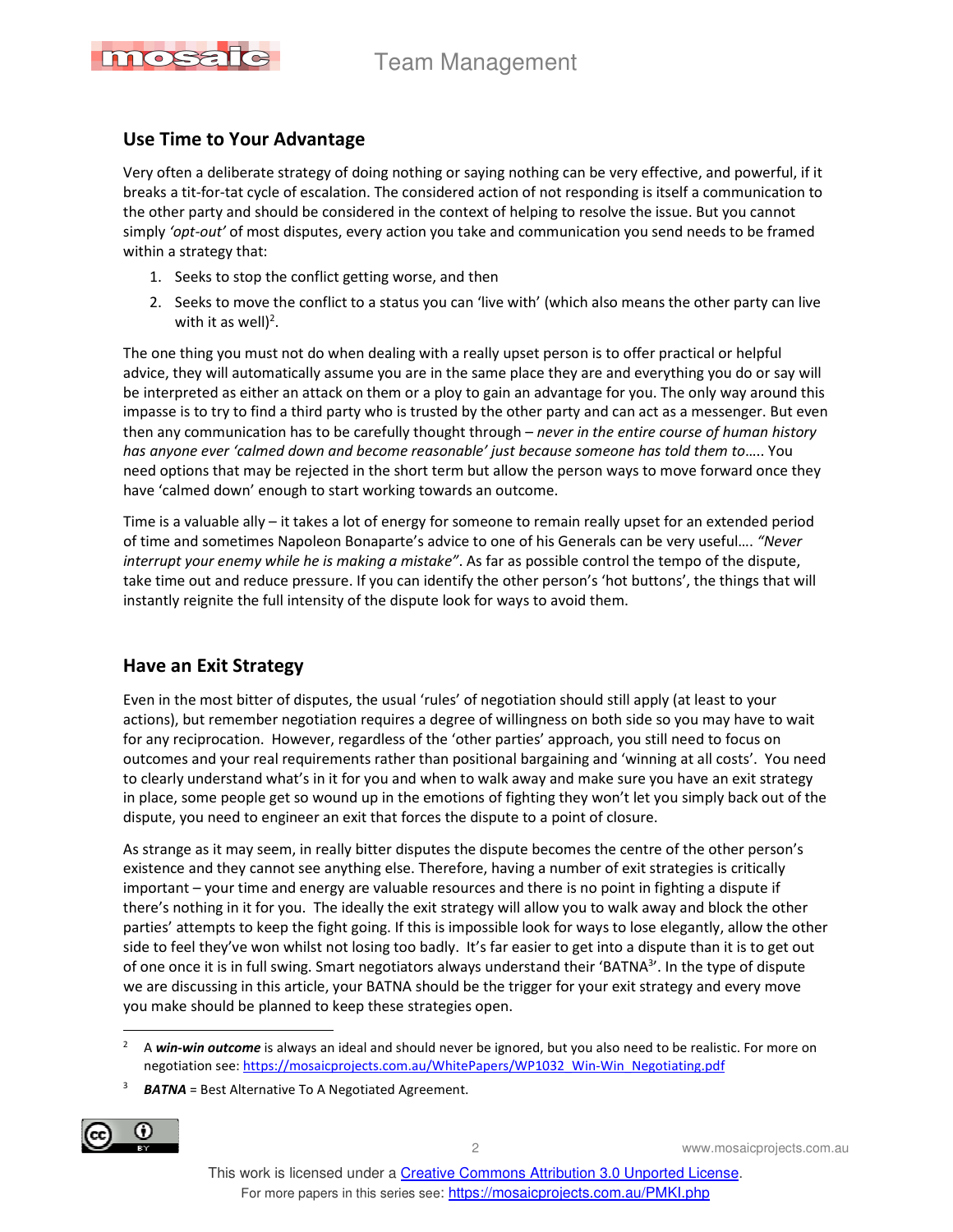## Use Time to Your Advantage

Very often a deliberate strategy of doing nothing or saying nothing can be very effective, and powerful, if it breaks a tit-for-tat cycle of escalation. The considered action of not responding is itself a communication to the other party and should be considered in the context of helping to resolve the issue. But you cannot simply *'opt-out'* of most disputes, every action you take and communication you send needs to be framed within a strategy that:

1. Seeks to stop the conflict getting worse, and then
2. Seeks to move the conflict to a status you can 'live with' (which also means the other party can live with it as well)[2].

The one thing you must not do when dealing with a really upset person is to offer practical or helpful advice, they will automatically assume you are in the same place they are and everything you do or say will be interpreted as either an attack on them or a ploy to gain an advantage for you. The only way around this impasse is to try to find a third party who is trusted by the other party and can act as a messenger. But even then any communication has to be carefully thought through – *never in the entire course of human history has anyone ever 'calmed down and become reasonable' just because someone has told them to*….. You need options that may be rejected in the short term but allow the person ways to move forward once they have 'calmed down' enough to start working towards an outcome.

Time is a valuable ally – it takes a lot of energy for someone to remain really upset for an extended period of time and sometimes Napoleon Bonaparte's advice to one of his Generals can be very useful…. *"Never interrupt your enemy while he is making a mistake"*. As far as possible control the tempo of the dispute, take time out and reduce pressure. If you can identify the other person's 'hot buttons', the things that will instantly reignite the full intensity of the dispute look for ways to avoid them.

## Have an Exit Strategy

Even in the most bitter of disputes, the usual 'rules' of negotiation should still apply (at least to your actions), but remember negotiation requires a degree of willingness on both side so you may have to wait for any reciprocation. However, regardless of the 'other parties' approach, you still need to focus on outcomes and your real requirements rather than positional bargaining and 'winning at all costs'. You need to clearly understand what's in it for you and when to walk away and make sure you have an exit strategy in place, some people get so wound up in the emotions of fighting they won't let you simply back out of the dispute, you need to engineer an exit that forces the dispute to a point of closure.

As strange as it may seem, in really bitter disputes the dispute becomes the centre of the other person's existence and they cannot see anything else. Therefore, having a number of exit strategies is critically important – your time and energy are valuable resources and there is no point in fighting a dispute if there's nothing in it for you. The ideally the exit strategy will allow you to walk away and block the other parties' attempts to keep the fight going. If this is impossible look for ways to lose elegantly, allow the other side to feel they've won whilst not losing too badly. It's far easier to get into a dispute than it is to get out of one once it is in full swing. Smart negotiators always understand their 'BATNA[3]'. In the type of dispute we are discussing in this article, your BATNA should be the trigger for your exit strategy and every move you make should be planned to keep these strategies open.

---

[2] A ***win-win outcome*** is always an ideal and should never be ignored, but you also need to be realistic. For more on negotiation see: https://mosaicprojects.com.au/WhitePapers/WP1032_Win-Win_Negotiating.pdf

[3] ***BATNA*** = Best Alternative To A Negotiated Agreement.

This work is licensed under a Creative Commons Attribution 3.0 Unported License.
For more papers in this series see: https://mosaicprojects.com.au/PMKI.php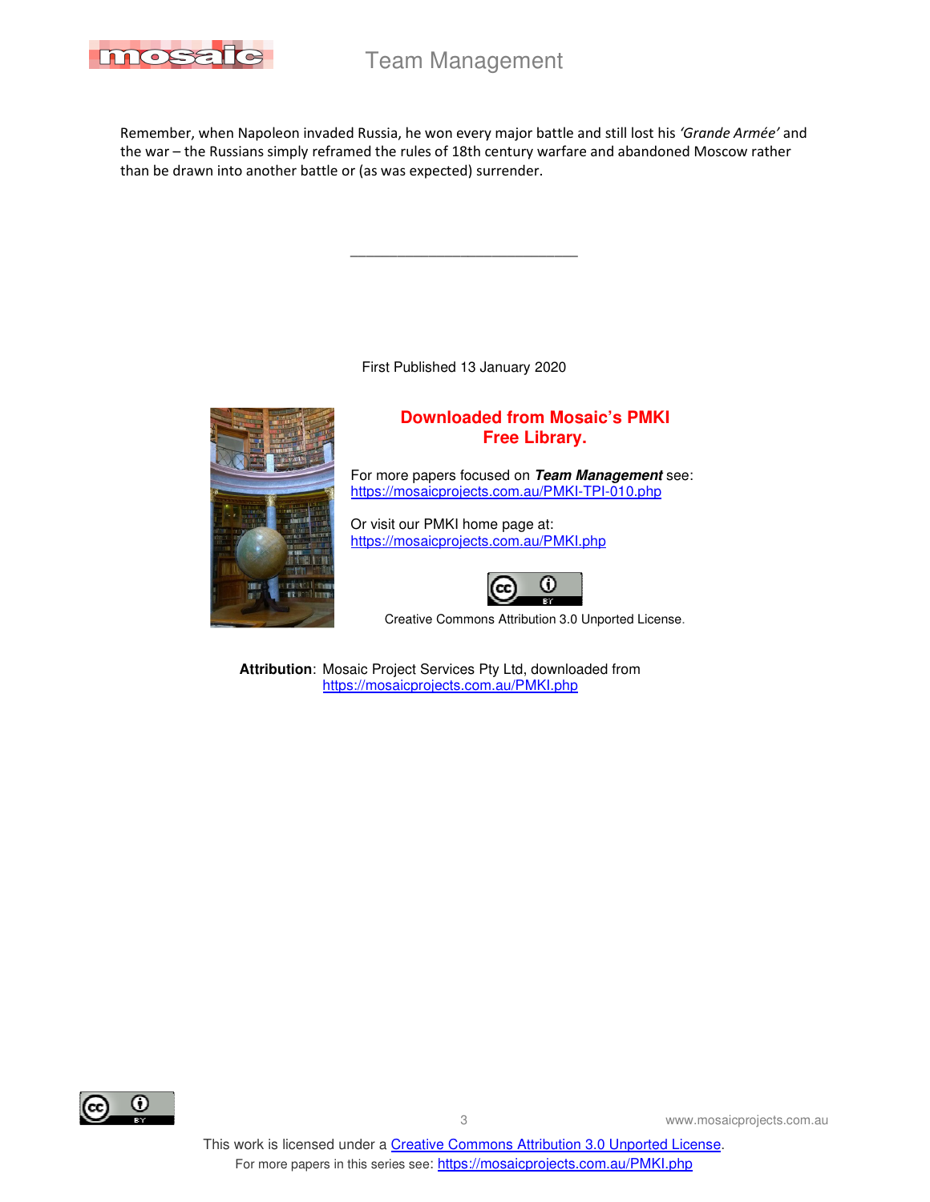Remember, when Napoleon invaded Russia, he won every major battle and still lost his *'Grande Armée'* and the war – the Russians simply reframed the rules of 18th century warfare and abandoned Moscow rather than be drawn into another battle or (as was expected) surrender.

\_\_\_\_\_\_\_\_\_\_\_\_\_\_\_\_\_\_\_\_\_\_\_\_\_\_\_\_\_

First Published 13 January 2020

**Downloaded from Mosaic's PMKI Free Library.**

For more papers focused on ***Team Management*** see:
https://mosaicprojects.com.au/PMKI-TPI-010.php

Or visit our PMKI home page at:
https://mosaicprojects.com.au/PMKI.php

Creative Commons Attribution 3.0 Unported License.

**Attribution**: Mosaic Project Services Pty Ltd, downloaded from https://mosaicprojects.com.au/PMKI.php